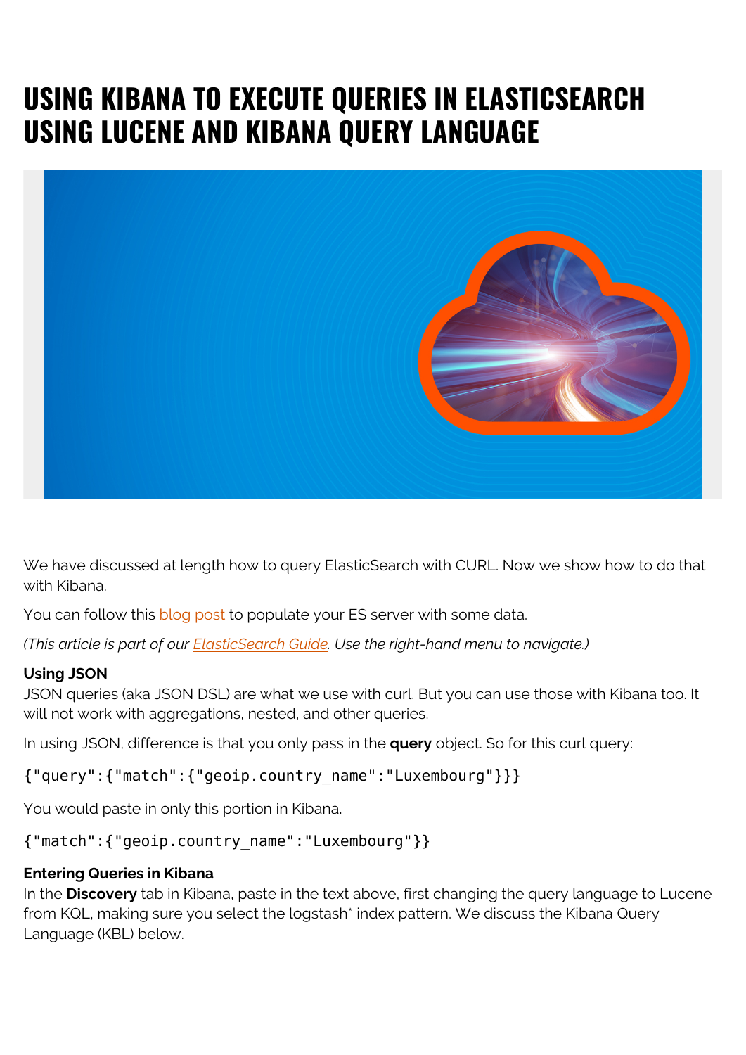# USING KIBANA TO EXECUTE QUERIES IN ELASTICSEARCH USING LUCENE AND KIBANA QUERY LANGUAGE

We have discussed at length how to query ElasticSearch with CURL. Now we show how to do that with Kibana.

You can follow this [blog post](#) to populate your ES server with some data.

*(This article is part of our [ElasticSearch Guide](#). Use the right-hand menu to navigate.)*

**Using JSON**

JSON queries (aka JSON DSL) are what we use with curl. But you can use those with Kibana too. It will not work with aggregations, nested, and other queries.

In using JSON, difference is that you only pass in the **query** object. So for this curl query:

```
{"query":{"match":{"geoip.country_name":"Luxembourg"}}}
```

You would paste in only this portion in Kibana.

```
{"match":{"geoip.country_name":"Luxembourg"}}
```

**Entering Queries in Kibana**

In the **Discovery** tab in Kibana, paste in the text above, first changing the query language to Lucene from KQL, making sure you select the logstash* index pattern. We discuss the Kibana Query Language (KBL) below.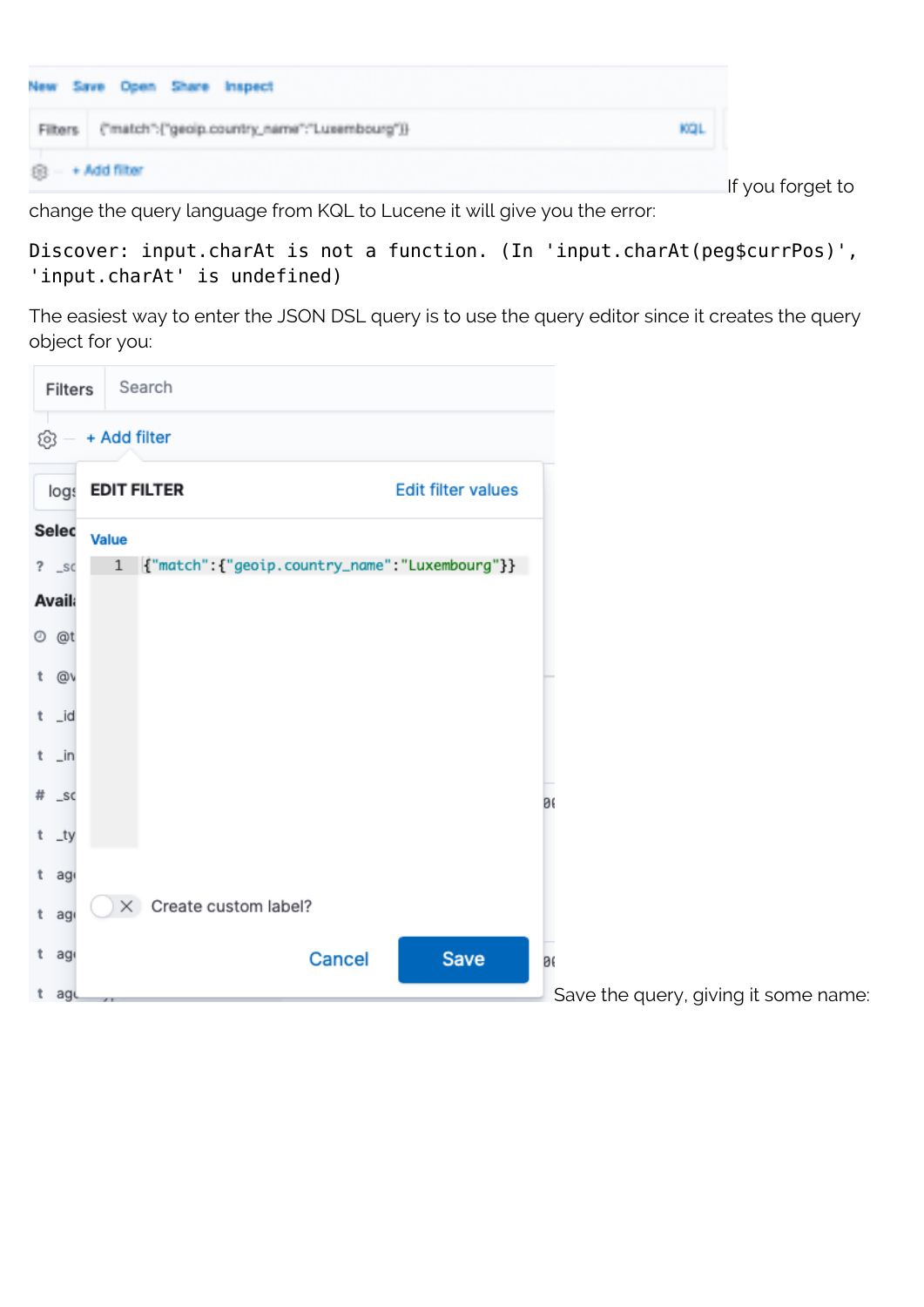If you forget to change the query language from KQL to Lucene it will give you the error:

```
Discover: input.charAt is not a function. (In 'input.charAt(peg$currPos)',
'input.charAt' is undefined)
```

The easiest way to enter the JSON DSL query is to use the query editor since it creates the query object for you:

Save the query, giving it some name: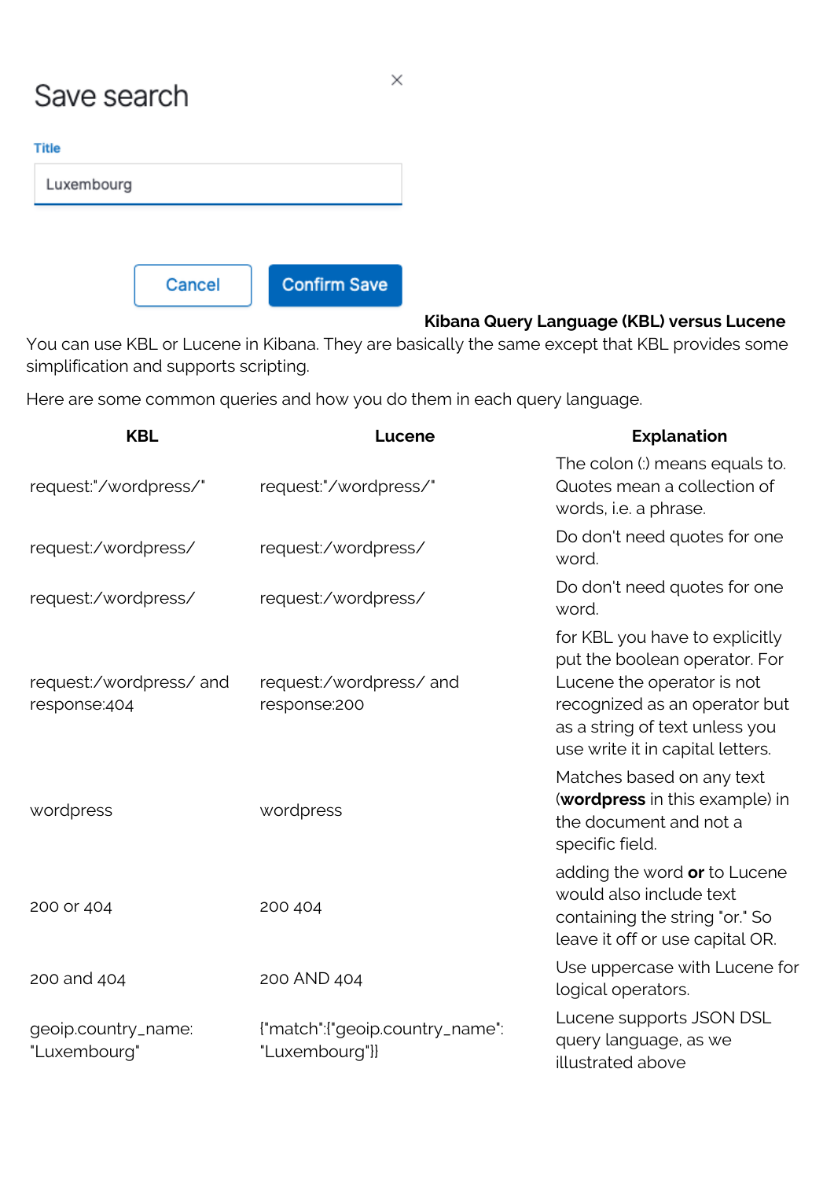Save search

Title

Luxembourg

Cancel | Confirm Save

### Kibana Query Language (KBL) versus Lucene

You can use KBL or Lucene in Kibana. They are basically the same except that KBL provides some simplification and supports scripting.

Here are some common queries and how you do them in each query language.

| KBL | Lucene | Explanation |
|---|---|---|
| request:"/wordpress/" | request:"/wordpress/" | The colon (:) means equals to. Quotes mean a collection of words, i.e. a phrase. |
| request:/wordpress/ | request:/wordpress/ | Do don't need quotes for one word. |
| request:/wordpress/ | request:/wordpress/ | Do don't need quotes for one word. |
| request:/wordpress/ and response:404 | request:/wordpress/ and response:200 | for KBL you have to explicitly put the boolean operator. For Lucene the operator is not recognized as an operator but as a string of text unless you use write it in capital letters. |
| wordpress | wordpress | Matches based on any text (**wordpress** in this example) in the document and not a specific field. |
| 200 or 404 | 200 404 | adding the word **or** to Lucene would also include text containing the string "or." So leave it off or use capital OR. |
| 200 and 404 | 200 AND 404 | Use uppercase with Lucene for logical operators. |
| geoip.country_name: "Luxembourg" | {"match":{"geoip.country_name": "Luxembourg"}} | Lucene supports JSON DSL query language, as we illustrated above |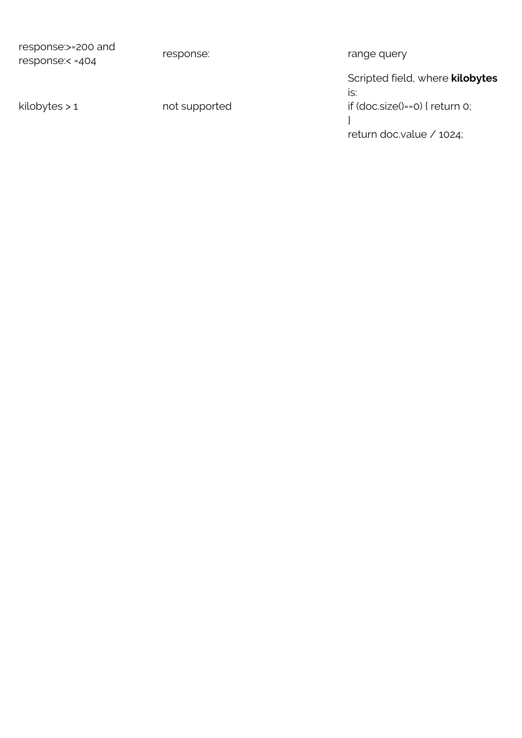| | | |
|---|---|---|
| response:>=200 and response:< =404 | response: | range query |
| kilobytes > 1 | not supported | Scripted field, where **kilobytes** is:<br>if (doc.size()==0) { return 0; }<br>return doc.value / 1024; |